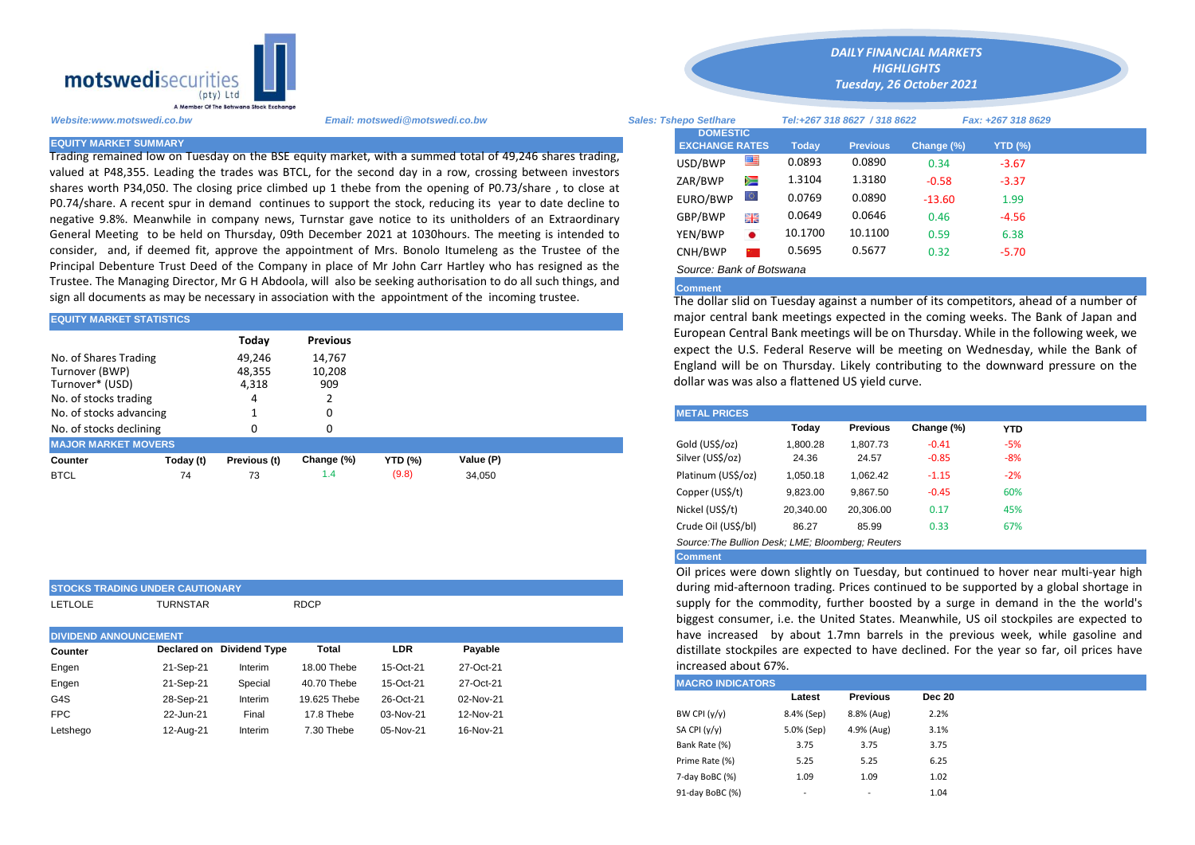# DAILY FINANCIAL MARKETS HIGHLIGHTS

*Tuesday, 26 October 2021*

motswedisecurities (pty) Ltd — A Member Of The Botswana Stock Exchange

*Website:www.motswedi.co.bw* | *Email: motswedi@motswedi.co.bw* | *Sales: Tshepo Setlhare* | *Tel:+267 318 8627 / 318 8622* | *Fax: +267 318 8629*

## EQUITY MARKET SUMMARY

Trading remained low on Tuesday on the BSE equity market, with a summed total of 49,246 shares trading, valued at P48,355. Leading the trades was BTCL, for the second day in a row, crossing between investors shares worth P34,050. The closing price climbed up 1 thebe from the opening of P0.73/share , to close at P0.74/share. A recent spur in demand continues to support the stock, reducing its year to date decline to negative 9.8%. Meanwhile in company news, Turnstar gave notice to its unitholders of an Extraordinary General Meeting to be held on Thursday, 09th December 2021 at 1030hours. The meeting is intended to consider, and, if deemed fit, approve the appointment of Mrs. Bonolo Itumeleng as the Trustee of the Principal Debenture Trust Deed of the Company in place of Mr John Carr Hartley who has resigned as the Trustee. The Managing Director, Mr G H Abdoola, will also be seeking authorisation to do all such things, and sign all documents as may be necessary in association with the appointment of the incoming trustee.

## EQUITY MARKET STATISTICS

| | Today | Previous |
|---|---|---|
| No. of Shares Trading | 49,246 | 14,767 |
| Turnover (BWP) | 48,355 | 10,208 |
| Turnover* (USD) | 4,318 | 909 |
| No. of stocks trading | 4 | 2 |
| No. of stocks advancing | 1 | 0 |
| No. of stocks declining | 0 | 0 |

## MAJOR MARKET MOVERS

| Counter | Today (t) | Previous (t) | Change (%) | YTD (%) | Value (P) |
|---|---|---|---|---|---|
| BTCL | 74 | 73 | 1.4 | (9.8) | 34,050 |

## STOCKS TRADING UNDER CAUTIONARY

LETLOLE | TURNSTAR | RDCP

## DIVIDEND ANNOUNCEMENT

| Counter | Declared on | Dividend Type | Total | LDR | Payable |
|---|---|---|---|---|---|
| Engen | 21-Sep-21 | Interim | 18.00 Thebe | 15-Oct-21 | 27-Oct-21 |
| Engen | 21-Sep-21 | Special | 40.70 Thebe | 15-Oct-21 | 27-Oct-21 |
| G4S | 28-Sep-21 | Interim | 19.625 Thebe | 26-Oct-21 | 02-Nov-21 |
| FPC | 22-Jun-21 | Final | 17.8 Thebe | 03-Nov-21 | 12-Nov-21 |
| Letshego | 12-Aug-21 | Interim | 7.30 Thebe | 05-Nov-21 | 16-Nov-21 |

## DOMESTIC EXCHANGE RATES

| DOMESTIC EXCHANGE RATES | Today | Previous | Change (%) | YTD (%) |
|---|---|---|---|---|
| USD/BWP | 0.0893 | 0.0890 | 0.34 | -3.67 |
| ZAR/BWP | 1.3104 | 1.3180 | -0.58 | -3.37 |
| EURO/BWP | 0.0769 | 0.0890 | -13.60 | 1.99 |
| GBP/BWP | 0.0649 | 0.0646 | 0.46 | -4.56 |
| YEN/BWP | 10.1700 | 10.1100 | 0.59 | 6.38 |
| CNH/BWP | 0.5695 | 0.5677 | 0.32 | -5.70 |

*Source: Bank of Botswana*

### Comment

The dollar slid on Tuesday against a number of its competitors, ahead of a number of major central bank meetings expected in the coming weeks. The Bank of Japan and European Central Bank meetings will be on Thursday. While in the following week, we expect the U.S. Federal Reserve will be meeting on Wednesday, while the Bank of England will be on Thursday. Likely contributing to the downward pressure on the dollar was was also a flattened US yield curve.

## METAL PRICES

| | Today | Previous | Change (%) | YTD |
|---|---|---|---|---|
| Gold (US$/oz) | 1,800.28 | 1,807.73 | -0.41 | -5% |
| Silver (US$/oz) | 24.36 | 24.57 | -0.85 | -8% |
| Platinum (US$/oz) | 1,050.18 | 1,062.42 | -1.15 | -2% |
| Copper (US$/t) | 9,823.00 | 9,867.50 | -0.45 | 60% |
| Nickel (US$/t) | 20,340.00 | 20,306.00 | 0.17 | 45% |
| Crude Oil (US$/bl) | 86.27 | 85.99 | 0.33 | 67% |

*Source:The Bullion Desk; LME; Bloomberg; Reuters*

### Comment

Oil prices were down slightly on Tuesday, but continued to hover near multi-year high during mid-afternoon trading. Prices continued to be supported by a global shortage in supply for the commodity, further boosted by a surge in demand in the the world's biggest consumer, i.e. the United States. Meanwhile, US oil stockpiles are expected to have increased by about 1.7mn barrels in the previous week, while gasoline and distillate stockpiles are expected to have declined. For the year so far, oil prices have increased about 67%.

## MACRO INDICATORS

| | Latest | Previous | Dec 20 |
|---|---|---|---|
| BW CPI (y/y) | 8.4% (Sep) | 8.8% (Aug) | 2.2% |
| SA CPI (y/y) | 5.0% (Sep) | 4.9% (Aug) | 3.1% |
| Bank Rate (%) | 3.75 | 3.75 | 3.75 |
| Prime Rate (%) | 5.25 | 5.25 | 6.25 |
| 7-day BoBC (%) | 1.09 | 1.09 | 1.02 |
| 91-day BoBC (%) | - | - | 1.04 |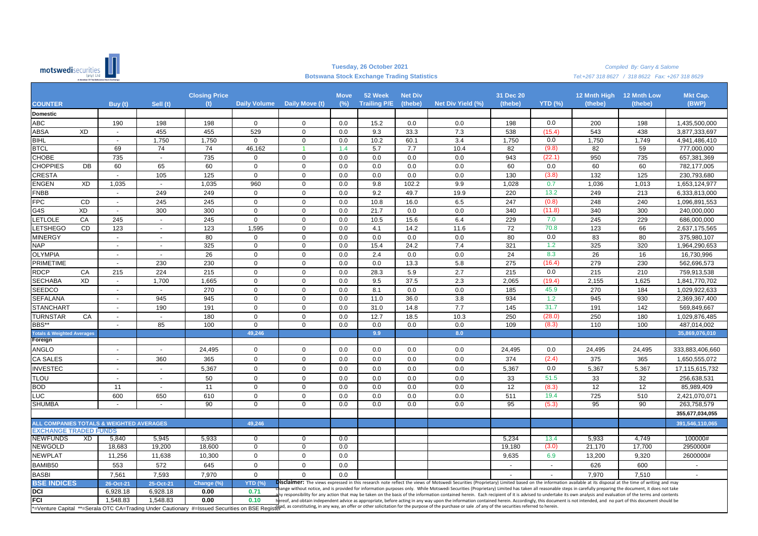motswedisecurities (pty) Ltd
A Member Of The Botswana Stock Exchange

**Tuesday, 26 October 2021**

**Botswana Stock Exchange Trading Statistics**

*Compiled By: Garry & Salome*

*Tel:+267 318 8627 / 318 8622 Fax: +267 318 8629*

| COUNTER | | Buy (t) | Sell (t) | Closing Price (t) | Daily Volume | Daily Move (t) | Move (%) | 52 Week Trailing P/E | Net Div (thebe) | Net Div Yield (%) | 31 Dec 20 (thebe) | YTD (%) | 12 Mnth High (thebe) | 12 Mnth Low (thebe) | Mkt Cap. (BWP) |
|---|---|---|---|---|---|---|---|---|---|---|---|---|---|---|---|
| **Domestic** | | | | | | | | | | | | | | | |
| ABC | | 190 | 198 | 198 | 0 | 0 | 0.0 | 15.2 | 0.0 | 0.0 | 198 | 0.0 | 200 | 198 | 1,435,500,000 |
| ABSA | XD | - | 455 | 455 | 529 | 0 | 0.0 | 9.3 | 33.3 | 7.3 | 538 | (15.4) | 543 | 438 | 3,877,333,697 |
| BIHL | | - | 1,750 | 1,750 | 0 | 0 | 0.0 | 10.2 | 60.1 | 3.4 | 1,750 | 0.0 | 1,750 | 1,749 | 4,941,486,410 |
| BTCL | | 69 | 74 | 74 | 46,162 | 1 | 1.4 | 5.7 | 7.7 | 10.4 | 82 | (9.8) | 82 | 59 | 777,000,000 |
| CHOBE | | 735 | - | 735 | 0 | 0 | 0.0 | 0.0 | 0.0 | 0.0 | 943 | (22.1) | 950 | 735 | 657,381,369 |
| CHOPPIES | DB | 60 | 65 | 60 | 0 | 0 | 0.0 | 0.0 | 0.0 | 0.0 | 60 | 0.0 | 60 | 60 | 782,177,005 |
| CRESTA | | - | 105 | 125 | 0 | 0 | 0.0 | 0.0 | 0.0 | 0.0 | 130 | (3.8) | 132 | 125 | 230,793,680 |
| ENGEN | XD | 1,035 | - | 1,035 | 960 | 0 | 0.0 | 9.8 | 102.2 | 9.9 | 1,028 | 0.7 | 1,036 | 1,013 | 1,653,124,977 |
| FNBB | | - | 249 | 249 | 0 | 0 | 0.0 | 9.2 | 49.7 | 19.9 | 220 | 13.2 | 249 | 213 | 6,333,813,000 |
| FPC | CD | - | 245 | 245 | 0 | 0 | 0.0 | 10.8 | 16.0 | 6.5 | 247 | (0.8) | 248 | 240 | 1,096,891,553 |
| G4S | XD | - | 300 | 300 | 0 | 0 | 0.0 | 21.7 | 0.0 | 0.0 | 340 | (11.8) | 340 | 300 | 240,000,000 |
| LETLOLE | CA | 245 | - | 245 | 0 | 0 | 0.0 | 10.5 | 15.6 | 6.4 | 229 | 7.0 | 245 | 229 | 686,000,000 |
| LETSHEGO | CD | 123 | - | 123 | 1,595 | 0 | 0.0 | 4.1 | 14.2 | 11.6 | 72 | 70.8 | 123 | 66 | 2,637,175,565 |
| MINERGY | | - | - | 80 | 0 | 0 | 0.0 | 0.0 | 0.0 | 0.0 | 80 | 0.0 | 83 | 80 | 375,980,107 |
| NAP | | - | - | 325 | 0 | 0 | 0.0 | 15.4 | 24.2 | 7.4 | 321 | 1.2 | 325 | 320 | 1,964,290,653 |
| OLYMPIA | | - | - | 26 | 0 | 0 | 0.0 | 2.4 | 0.0 | 0.0 | 24 | 8.3 | 26 | 16 | 16,730,996 |
| PRIMETIME | | - | 230 | 230 | 0 | 0 | 0.0 | 0.0 | 13.3 | 5.8 | 275 | (16.4) | 279 | 230 | 562,696,573 |
| RDCP | CA | 215 | 224 | 215 | 0 | 0 | 0.0 | 28.3 | 5.9 | 2.7 | 215 | 0.0 | 215 | 210 | 759,913,538 |
| SECHABA | XD | - | 1,700 | 1,665 | 0 | 0 | 0.0 | 9.5 | 37.5 | 2.3 | 2,065 | (19.4) | 2,155 | 1,625 | 1,841,770,702 |
| SEEDCO | | - | - | 270 | 0 | 0 | 0.0 | 8.1 | 0.0 | 0.0 | 185 | 45.9 | 270 | 184 | 1,029,922,633 |
| SEFALANA | | - | 945 | 945 | 0 | 0 | 0.0 | 11.0 | 36.0 | 3.8 | 934 | 1.2 | 945 | 930 | 2,369,367,400 |
| STANCHART | | - | 190 | 191 | 0 | 0 | 0.0 | 31.0 | 14.8 | 7.7 | 145 | 31.7 | 191 | 142 | 569,849,667 |
| TURNSTAR | CA | - | - | 180 | 0 | 0 | 0.0 | 12.7 | 18.5 | 10.3 | 250 | (28.0) | 250 | 180 | 1,029,876,485 |
| BBS** | | - | 85 | 100 | 0 | 0 | 0.0 | 0.0 | 0.0 | 0.0 | 109 | (8.3) | 110 | 100 | 487,014,002 |
| **Totals & Weighted Averages** | | | | | 49,246 | | | 9.9 | | 8.0 | | | | | 35,869,076,010 |
| **Foreign** | | | | | | | | | | | | | | | |
| ANGLO | | - | - | 24,495 | 0 | 0 | 0.0 | 0.0 | 0.0 | 0.0 | 24,495 | 0.0 | 24,495 | 24,495 | 333,883,406,660 |
| CA SALES | | - | 360 | 365 | 0 | 0 | 0.0 | 0.0 | 0.0 | 0.0 | 374 | (2.4) | 375 | 365 | 1,650,555,072 |
| INVESTEC | | - | - | 5,367 | 0 | 0 | 0.0 | 0.0 | 0.0 | 0.0 | 5,367 | 0.0 | 5,367 | 5,367 | 17,115,615,732 |
| TLOU | | - | - | 50 | 0 | 0 | 0.0 | 0.0 | 0.0 | 0.0 | 33 | 51.5 | 33 | 32 | 256,638,531 |
| BOD | | 11 | - | 11 | 0 | 0 | 0.0 | 0.0 | 0.0 | 0.0 | 12 | (8.3) | 12 | 12 | 85,989,409 |
| LUC | | 600 | 650 | 610 | 0 | 0 | 0.0 | 0.0 | 0.0 | 0.0 | 511 | 19.4 | 725 | 510 | 2,421,070,071 |
| SHUMBA | | - | - | 90 | 0 | 0 | 0.0 | 0.0 | 0.0 | 0.0 | 95 | (5.3) | 95 | 90 | 263,758,579 |
| | | | | | | | | | | | | | | | 355,677,034,055 |
| **ALL COMPANIES TOTALS & WEIGHTED AVERAGES** | | | | | 49,246 | | | | | | | | | | 391,546,110,065 |
| **EXCHANGE TRADED FUNDS** | | | | | | | | | | | | | | | |
| NEWFUNDS | XD | 5,840 | 5,945 | 5,933 | 0 | 0 | 0.0 | | | | 5,234 | 13.4 | 5,933 | 4,749 | 100000# |
| NEWGOLD | | 18,683 | 19,200 | 18,600 | 0 | 0 | 0.0 | | | | 19,180 | (3.0) | 21,170 | 17,700 | 2950000# |
| NEWPLAT | | 11,256 | 11,638 | 10,300 | 0 | 0 | 0.0 | | | | 9,635 | 6.9 | 13,200 | 9,320 | 2600000# |
| BAMIB50 | | 553 | 572 | 645 | 0 | 0 | 0.0 | | | | - | - | 626 | 600 | - |
| BASBI | | 7,561 | 7,593 | 7,970 | 0 | 0 | 0.0 | | | | - | - | 7,970 | 7,510 | - |

| BSE INDICES | 26-Oct-21 | 25-Oct-21 | Change (%) | YTD (%) |
|---|---|---|---|---|
| DCI | 6,928.18 | 6,928.18 | 0.00 | 0.71 |
| FCI | 1,548.83 | 1,548.83 | 0.00 | 0.10 |

*=Venture Capital **=Serala OTC CA=Trading Under Cautionary #=Issued Securities on BSE Register

**Disclaimer:** The views expressed in this research note reflect the views of Motswedi Securities (Proprietary) Limited based on the information available at its disposal at the time of writing and may change without notice, and is provided for information purposes only. While Motswedi Securities (Proprietary) Limited has taken all reasonable steps in carefully preparing the document, it does not take any responsibility for any action that may be taken on the basis of the information contained herein. Each recipient of it is advised to undertake its own analysis and evaluation of the terms and contents hereof, and obtain independent advice as appropriate, before acting in any way upon the information contained herein. Accordingly, this document is not intended, and no part of this document should be read, as constituting, in any way, an offer or other solicitation for the purpose of the purchase or sale .of any of the securities referred to herein.